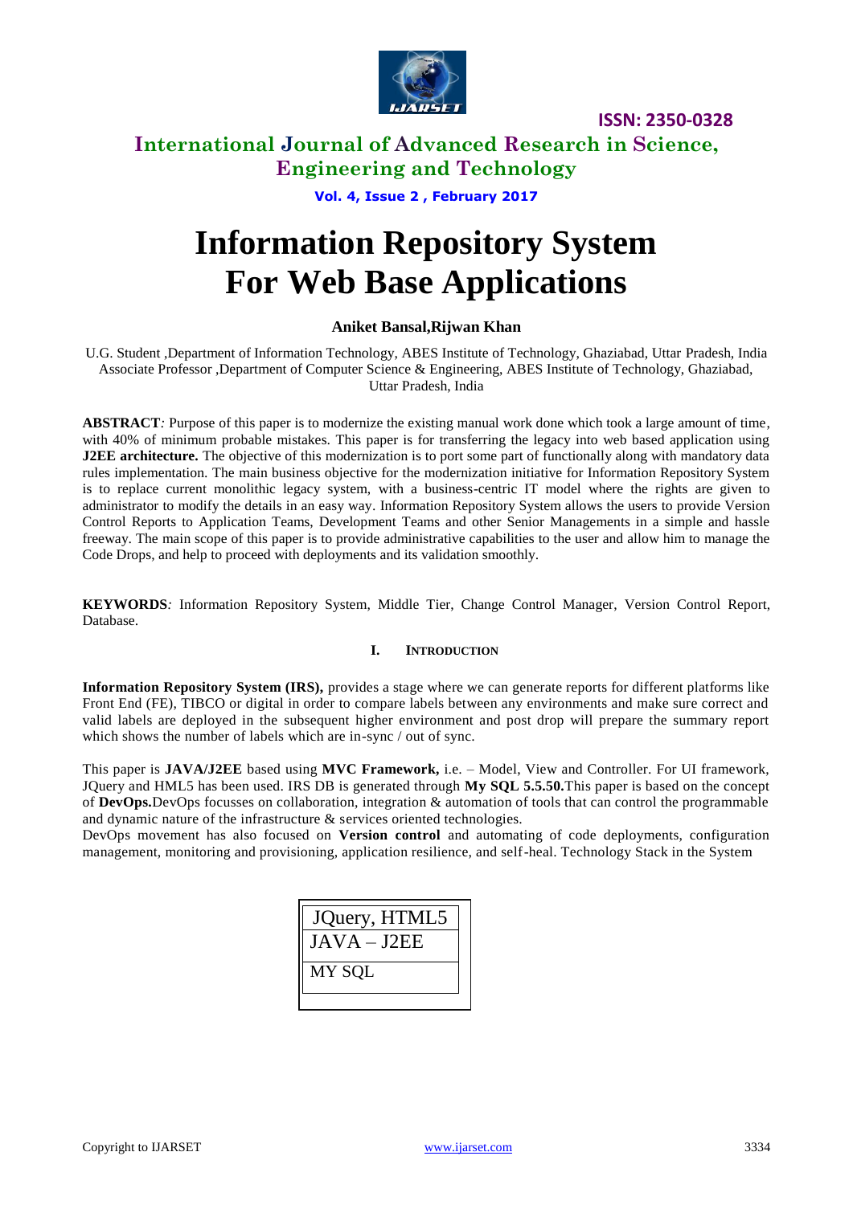# Information Repository System For Web Base Applications

**Aniket Bansal,Rijwan Khan**

U.G. Student ,Department of Information Technology, ABES Institute of Technology, Ghaziabad, Uttar Pradesh, India

Associate Professor ,Department of Computer Science & Engineering, ABES Institute of Technology, Ghaziabad, Uttar Pradesh, India

**ABSTRACT***:* Purpose of this paper is to modernize the existing manual work done which took a large amount of time, with 40% of minimum probable mistakes. This paper is for transferring the legacy into web based application using **J2EE architecture.** The objective of this modernization is to port some part of functionally along with mandatory data rules implementation. The main business objective for the modernization initiative for Information Repository System is to replace current monolithic legacy system, with a business-centric IT model where the rights are given to administrator to modify the details in an easy way. Information Repository System allows the users to provide Version Control Reports to Application Teams, Development Teams and other Senior Managements in a simple and hassle freeway. The main scope of this paper is to provide administrative capabilities to the user and allow him to manage the Code Drops, and help to proceed with deployments and its validation smoothly.

**KEYWORDS***:* Information Repository System, Middle Tier, Change Control Manager, Version Control Report, Database.

## I. INTRODUCTION

**Information Repository System (IRS),** provides a stage where we can generate reports for different platforms like Front End (FE), TIBCO or digital in order to compare labels between any environments and make sure correct and valid labels are deployed in the subsequent higher environment and post drop will prepare the summary report which shows the number of labels which are in-sync / out of sync.

This paper is **JAVA/J2EE** based using **MVC Framework,** i.e. – Model, View and Controller. For UI framework, JQuery and HML5 has been used. IRS DB is generated through **My SQL 5.5.50.**This paper is based on the concept of **DevOps.**DevOps focusses on collaboration, integration & automation of tools that can control the programmable and dynamic nature of the infrastructure & services oriented technologies.

DevOps movement has also focused on **Version control** and automating of code deployments, configuration management, monitoring and provisioning, application resilience, and self-heal. Technology Stack in the System

| JQuery, HTML5 |
| --- |
| JAVA – J2EE |
| MY SQL |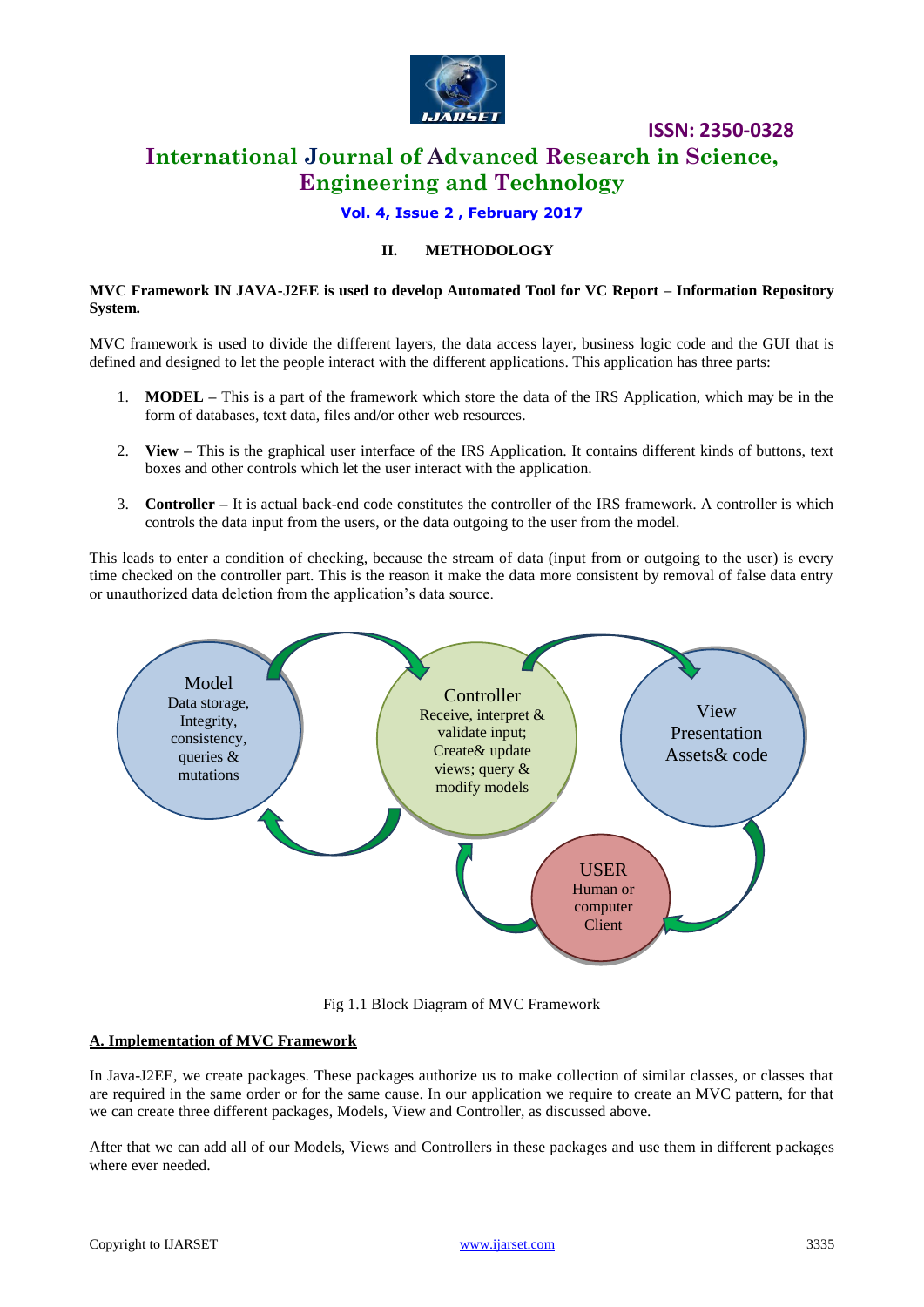## II. METHODOLOGY

**MVC Framework IN JAVA-J2EE is used to develop Automated Tool for VC Report – Information Repository System.**

MVC framework is used to divide the different layers, the data access layer, business logic code and the GUI that is defined and designed to let the people interact with the different applications. This application has three parts:

1. **MODEL –** This is a part of the framework which store the data of the IRS Application, which may be in the form of databases, text data, files and/or other web resources.

2. **View –** This is the graphical user interface of the IRS Application. It contains different kinds of buttons, text boxes and other controls which let the user interact with the application.

3. **Controller –** It is actual back-end code constitutes the controller of the IRS framework. A controller is which controls the data input from the users, or the data outgoing to the user from the model.

This leads to enter a condition of checking, because the stream of data (input from or outgoing to the user) is every time checked on the controller part. This is the reason it make the data more consistent by removal of false data entry or unauthorized data deletion from the application's data source.

Model
Data storage, Integrity, consistency, queries & mutations

Controller
Receive, interpret & validate input; Create& update views; query & modify models

View
Presentation Assets& code

USER
Human or computer Client

Fig 1.1 Block Diagram of MVC Framework

### A. Implementation of MVC Framework

In Java-J2EE, we create packages. These packages authorize us to make collection of similar classes, or classes that are required in the same order or for the same cause. In our application we require to create an MVC pattern, for that we can create three different packages, Models, View and Controller, as discussed above.

After that we can add all of our Models, Views and Controllers in these packages and use them in different packages where ever needed.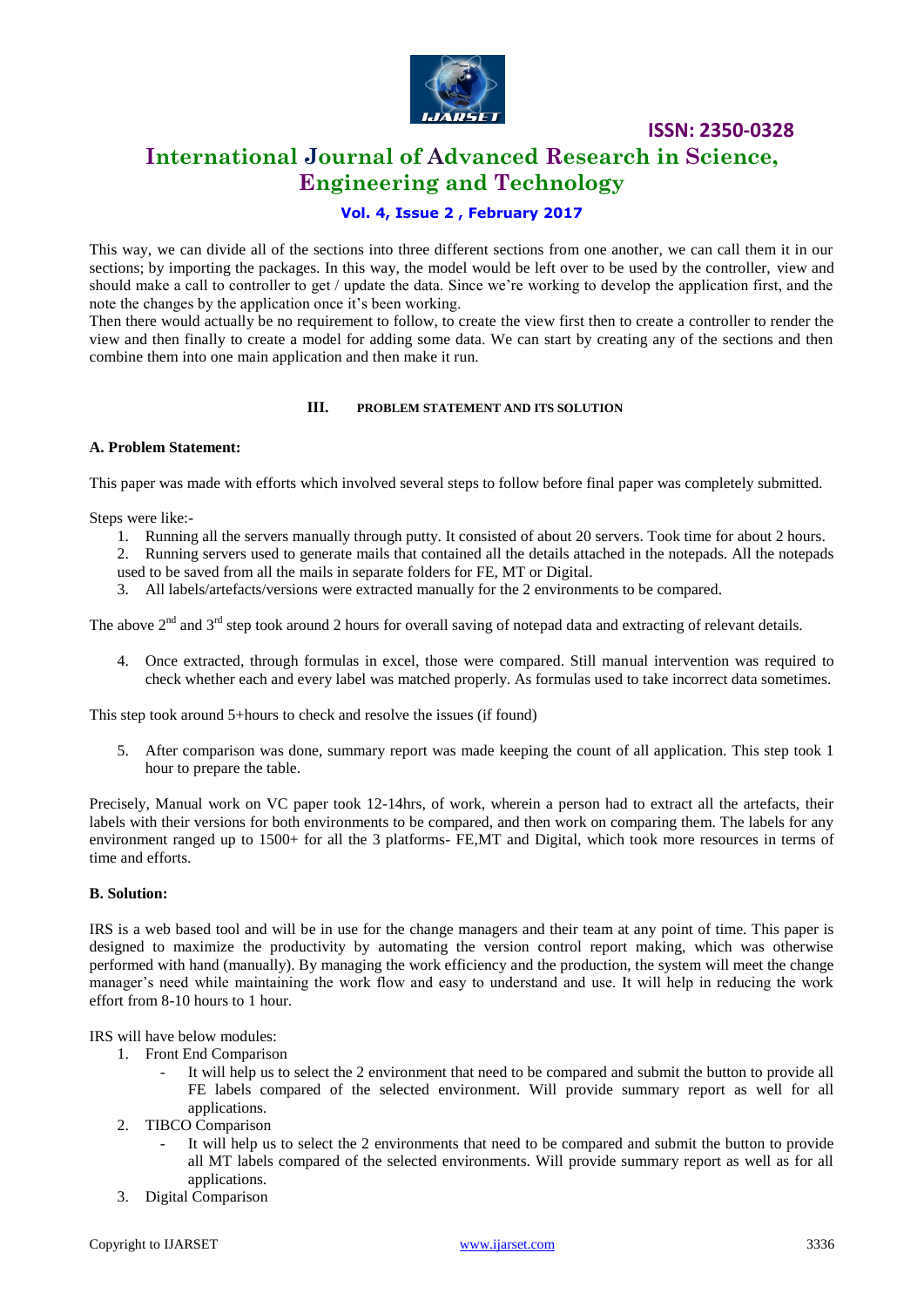This way, we can divide all of the sections into three different sections from one another, we can call them it in our sections; by importing the packages. In this way, the model would be left over to be used by the controller, view and should make a call to controller to get / update the data. Since we're working to develop the application first, and the note the changes by the application once it's been working.

Then there would actually be no requirement to follow, to create the view first then to create a controller to render the view and then finally to create a model for adding some data. We can start by creating any of the sections and then combine them into one main application and then make it run.

## III. PROBLEM STATEMENT AND ITS SOLUTION

### A. Problem Statement:

This paper was made with efforts which involved several steps to follow before final paper was completely submitted.

Steps were like:-

1. Running all the servers manually through putty. It consisted of about 20 servers. Took time for about 2 hours.
2. Running servers used to generate mails that contained all the details attached in the notepads. All the notepads used to be saved from all the mails in separate folders for FE, MT or Digital.
3. All labels/artefacts/versions were extracted manually for the 2 environments to be compared.

The above 2nd and 3rd step took around 2 hours for overall saving of notepad data and extracting of relevant details.

4. Once extracted, through formulas in excel, those were compared. Still manual intervention was required to check whether each and every label was matched properly. As formulas used to take incorrect data sometimes.

This step took around 5+hours to check and resolve the issues (if found)

5. After comparison was done, summary report was made keeping the count of all application. This step took 1 hour to prepare the table.

Precisely, Manual work on VC paper took 12-14hrs, of work, wherein a person had to extract all the artefacts, their labels with their versions for both environments to be compared, and then work on comparing them. The labels for any environment ranged up to 1500+ for all the 3 platforms- FE,MT and Digital, which took more resources in terms of time and efforts.

### B. Solution:

IRS is a web based tool and will be in use for the change managers and their team at any point of time. This paper is designed to maximize the productivity by automating the version control report making, which was otherwise performed with hand (manually). By managing the work efficiency and the production, the system will meet the change manager's need while maintaining the work flow and easy to understand and use. It will help in reducing the work effort from 8-10 hours to 1 hour.

IRS will have below modules:

1. Front End Comparison
   - It will help us to select the 2 environment that need to be compared and submit the button to provide all FE labels compared of the selected environment. Will provide summary report as well for all applications.
2. TIBCO Comparison
   - It will help us to select the 2 environments that need to be compared and submit the button to provide all MT labels compared of the selected environments. Will provide summary report as well as for all applications.
3. Digital Comparison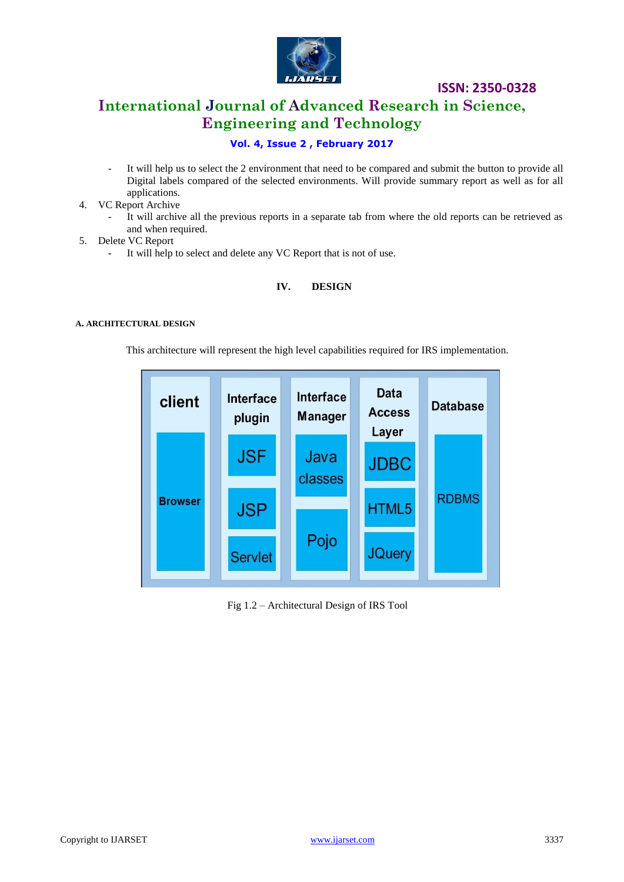- It will help us to select the 2 environment that need to be compared and submit the button to provide all Digital labels compared of the selected environments. Will provide summary report as well as for all applications.

4. VC Report Archive
   - It will archive all the previous reports in a separate tab from where the old reports can be retrieved as and when required.
5. Delete VC Report
   - It will help to select and delete any VC Report that is not of use.

## IV. DESIGN

### A. ARCHITECTURAL DESIGN

This architecture will represent the high level capabilities required for IRS implementation.

| client | Interface plugin | Interface Manager | Data Access Layer | Database |
|---|---|---|---|---|
| Browser | JSF | Java classes | JDBC | RDBMS |
| | JSP | Pojo | HTML5 | |
| | Servlet | | JQuery | |

Fig 1.2 – Architectural Design of IRS Tool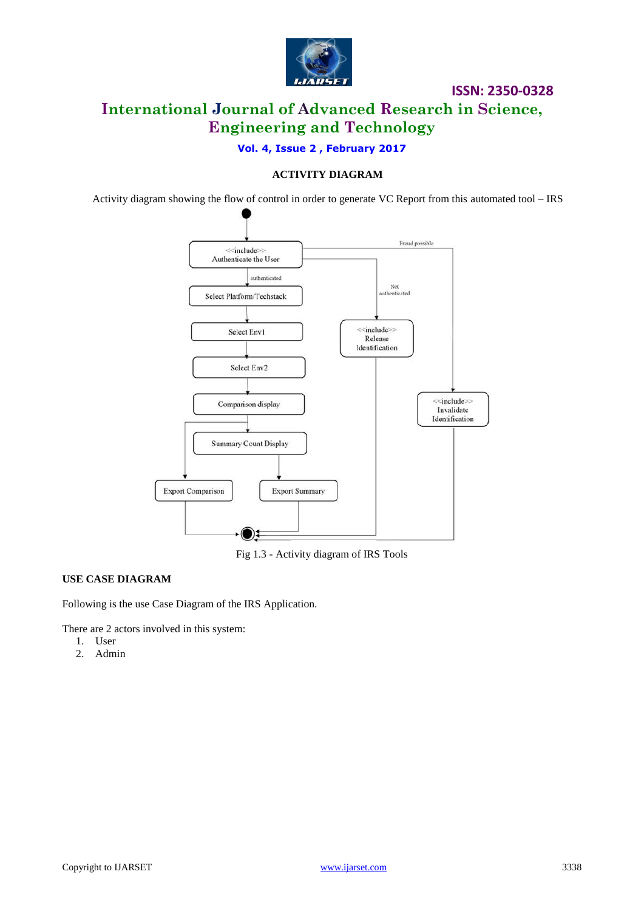### ACTIVITY DIAGRAM

Activity diagram showing the flow of control in order to generate VC Report from this automated tool – IRS

Fig 1.3 - Activity diagram of IRS Tools

### USE CASE DIAGRAM

Following is the use Case Diagram of the IRS Application.

There are 2 actors involved in this system:

1. User
2. Admin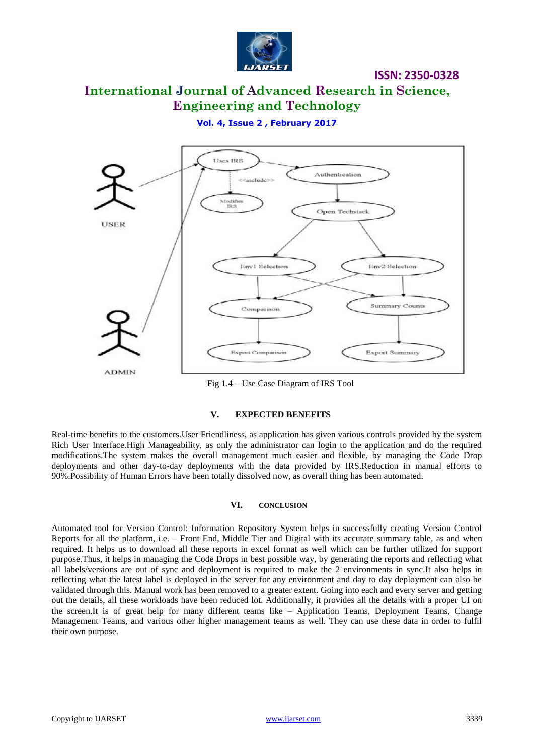Fig 1.4 – Use Case Diagram of IRS Tool

## V. EXPECTED BENEFITS

Real-time benefits to the customers.User Friendliness, as application has given various controls provided by the system Rich User Interface.High Manageability, as only the administrator can login to the application and do the required modifications.The system makes the overall management much easier and flexible, by managing the Code Drop deployments and other day-to-day deployments with the data provided by IRS.Reduction in manual efforts to 90%.Possibility of Human Errors have been totally dissolved now, as overall thing has been automated.

## VI. CONCLUSION

Automated tool for Version Control: Information Repository System helps in successfully creating Version Control Reports for all the platform, i.e. – Front End, Middle Tier and Digital with its accurate summary table, as and when required. It helps us to download all these reports in excel format as well which can be further utilized for support purpose.Thus, it helps in managing the Code Drops in best possible way, by generating the reports and reflecting what all labels/versions are out of sync and deployment is required to make the 2 environments in sync.It also helps in reflecting what the latest label is deployed in the server for any environment and day to day deployment can also be validated through this. Manual work has been removed to a greater extent. Going into each and every server and getting out the details, all these workloads have been reduced lot. Additionally, it provides all the details with a proper UI on the screen.It is of great help for many different teams like – Application Teams, Deployment Teams, Change Management Teams, and various other higher management teams as well. They can use these data in order to fulfil their own purpose.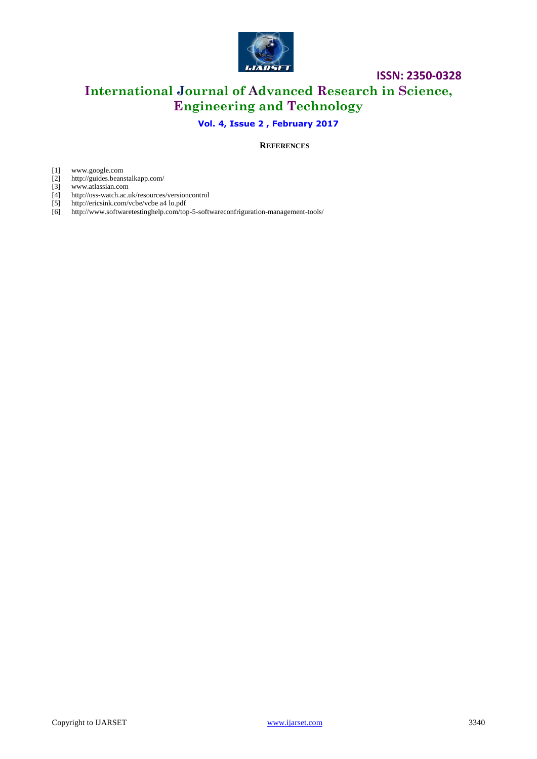## REFERENCES

[1] www.google.com
[2] http://guides.beanstalkapp.com/
[3] www.atlassian.com
[4] http://oss-watch.ac.uk/resources/versioncontrol
[5] http://ericsink.com/vcbe/vcbe a4 lo.pdf
[6] http://www.softwaretestinghelp.com/top-5-softwareconfriguration-management-tools/